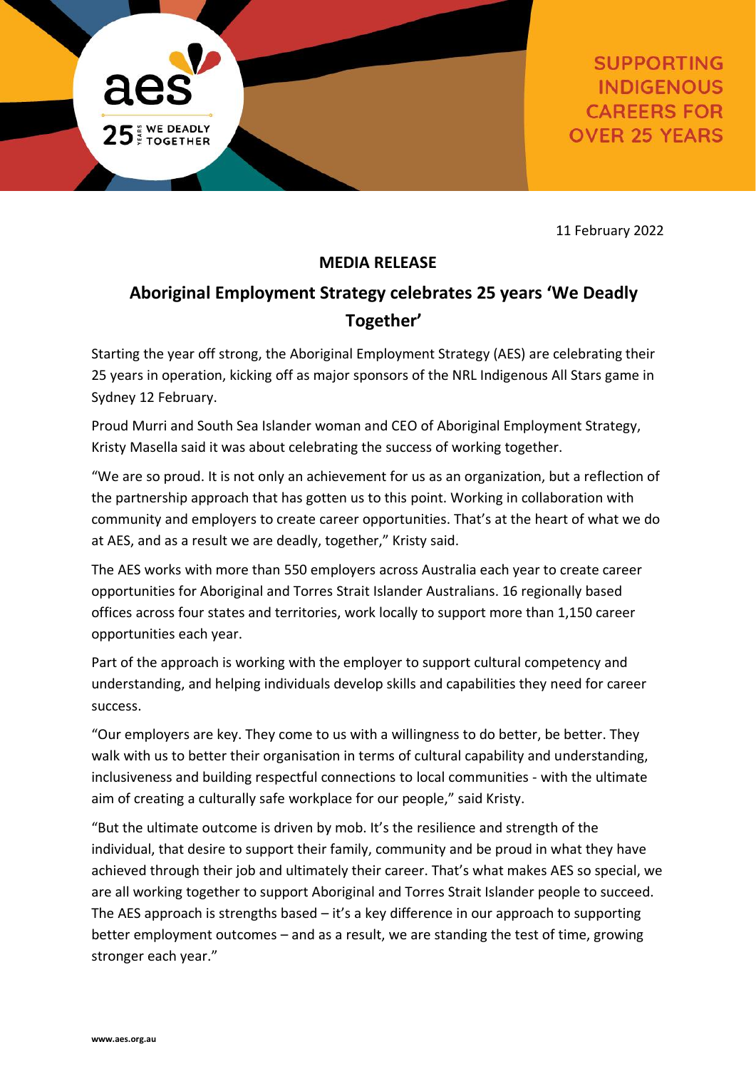aes

25 YEARS WE DEADLY TOGETHER

SUPPORTING INDIGENOUS CAREERS FOR OVER 25 YEARS

11 February 2022

**MEDIA RELEASE**

## Aboriginal Employment Strategy celebrates 25 years 'We Deadly Together'

Starting the year off strong, the Aboriginal Employment Strategy (AES) are celebrating their 25 years in operation, kicking off as major sponsors of the NRL Indigenous All Stars game in Sydney 12 February.

Proud Murri and South Sea Islander woman and CEO of Aboriginal Employment Strategy, Kristy Masella said it was about celebrating the success of working together.

"We are so proud. It is not only an achievement for us as an organization, but a reflection of the partnership approach that has gotten us to this point. Working in collaboration with community and employers to create career opportunities. That's at the heart of what we do at AES, and as a result we are deadly, together," Kristy said.

The AES works with more than 550 employers across Australia each year to create career opportunities for Aboriginal and Torres Strait Islander Australians. 16 regionally based offices across four states and territories, work locally to support more than 1,150 career opportunities each year.

Part of the approach is working with the employer to support cultural competency and understanding, and helping individuals develop skills and capabilities they need for career success.

"Our employers are key. They come to us with a willingness to do better, be better. They walk with us to better their organisation in terms of cultural capability and understanding, inclusiveness and building respectful connections to local communities - with the ultimate aim of creating a culturally safe workplace for our people," said Kristy.

"But the ultimate outcome is driven by mob. It's the resilience and strength of the individual, that desire to support their family, community and be proud in what they have achieved through their job and ultimately their career. That's what makes AES so special, we are all working together to support Aboriginal and Torres Strait Islander people to succeed. The AES approach is strengths based – it's a key difference in our approach to supporting better employment outcomes – and as a result, we are standing the test of time, growing stronger each year."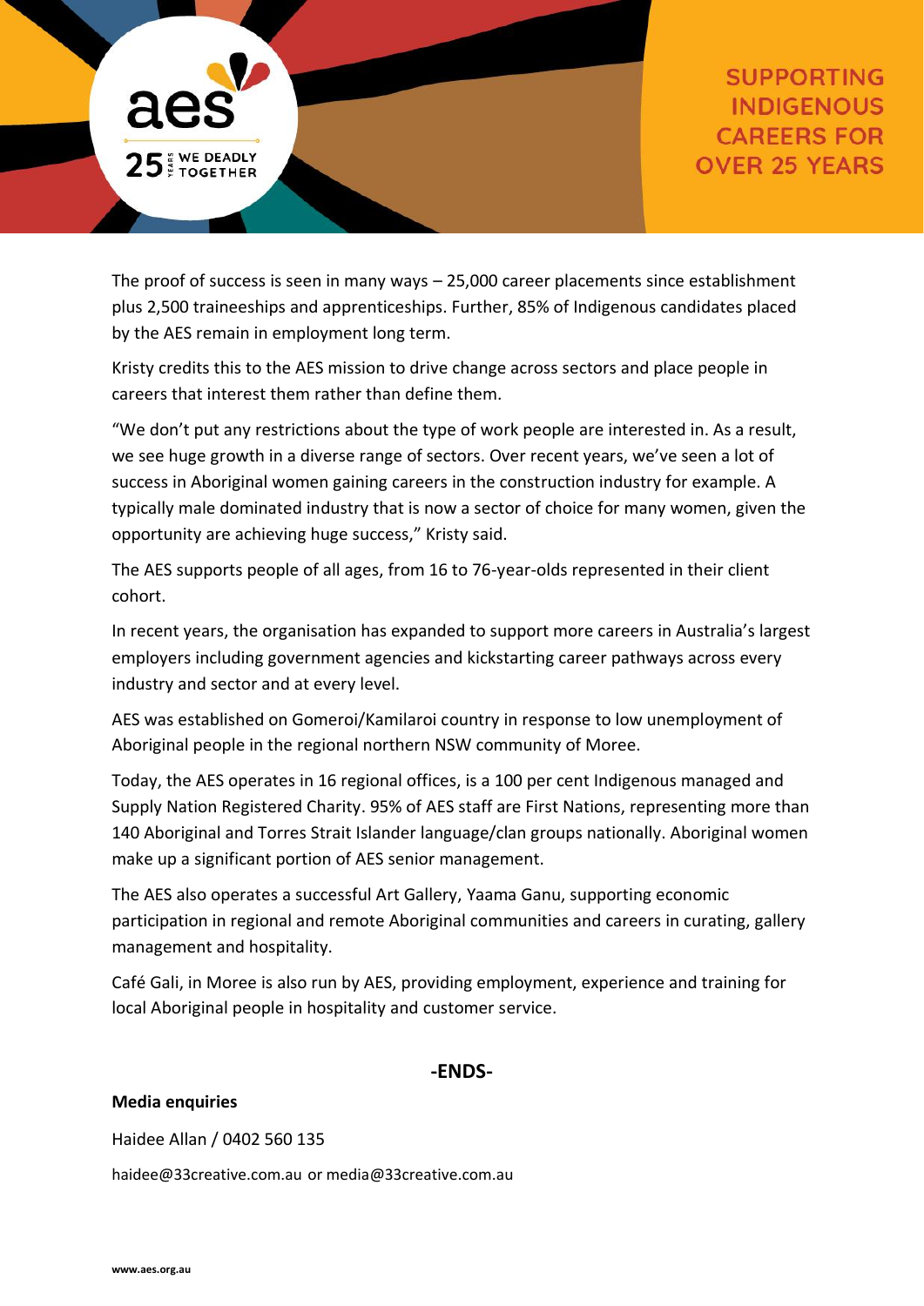The proof of success is seen in many ways – 25,000 career placements since establishment plus 2,500 traineeships and apprenticeships. Further, 85% of Indigenous candidates placed by the AES remain in employment long term.

Kristy credits this to the AES mission to drive change across sectors and place people in careers that interest them rather than define them.

"We don't put any restrictions about the type of work people are interested in. As a result, we see huge growth in a diverse range of sectors. Over recent years, we've seen a lot of success in Aboriginal women gaining careers in the construction industry for example. A typically male dominated industry that is now a sector of choice for many women, given the opportunity are achieving huge success," Kristy said.

The AES supports people of all ages, from 16 to 76-year-olds represented in their client cohort.

In recent years, the organisation has expanded to support more careers in Australia's largest employers including government agencies and kickstarting career pathways across every industry and sector and at every level.

AES was established on Gomeroi/Kamilaroi country in response to low unemployment of Aboriginal people in the regional northern NSW community of Moree.

Today, the AES operates in 16 regional offices, is a 100 per cent Indigenous managed and Supply Nation Registered Charity. 95% of AES staff are First Nations, representing more than 140 Aboriginal and Torres Strait Islander language/clan groups nationally. Aboriginal women make up a significant portion of AES senior management.

The AES also operates a successful Art Gallery, Yaama Ganu, supporting economic participation in regional and remote Aboriginal communities and careers in curating, gallery management and hospitality.

Café Gali, in Moree is also run by AES, providing employment, experience and training for local Aboriginal people in hospitality and customer service.

**-ENDS-**

**Media enquiries**

Haidee Allan / 0402 560 135

haidee@33creative.com.au or media@33creative.com.au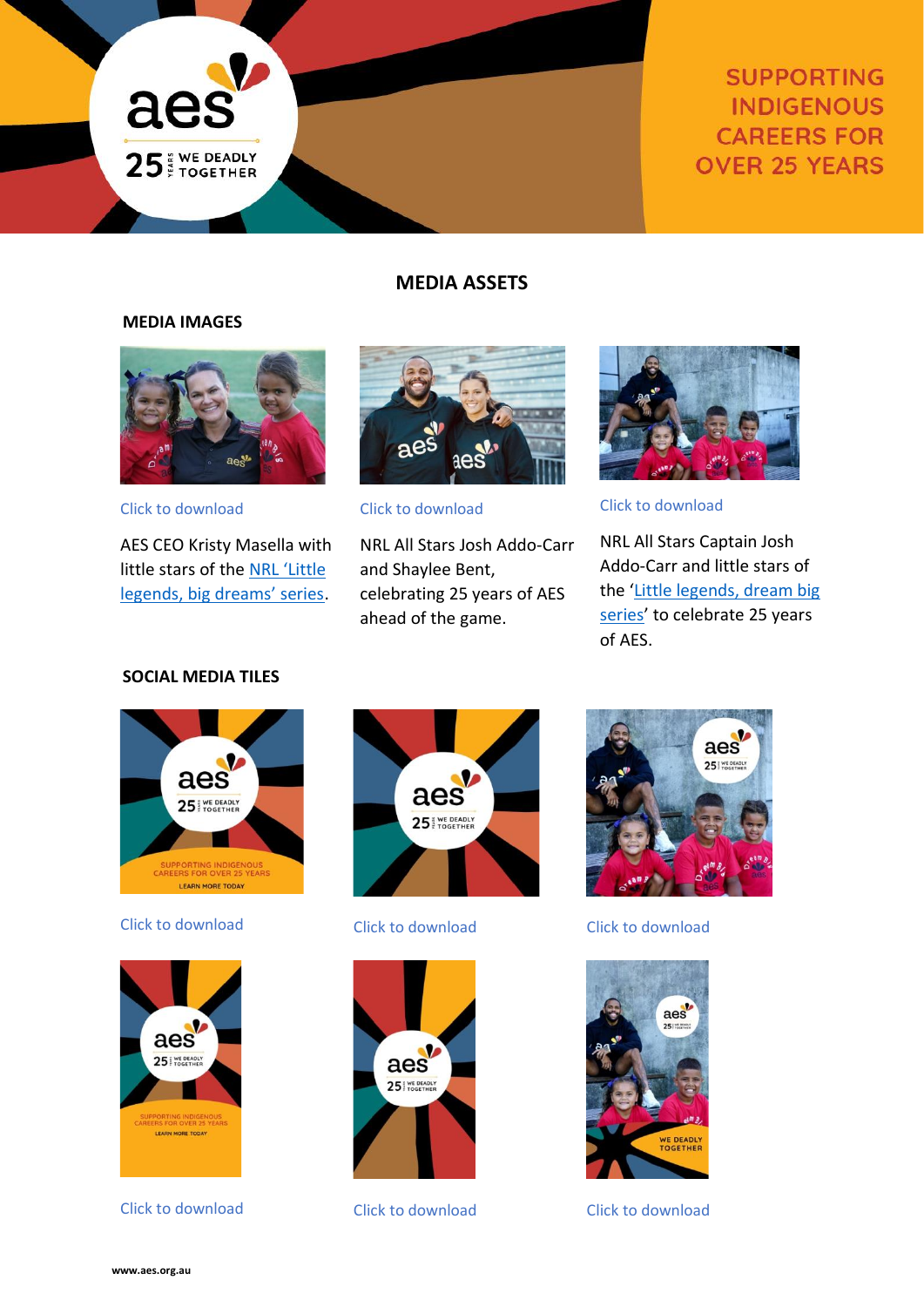SUPPORTING INDIGENOUS CAREERS FOR OVER 25 YEARS

## MEDIA ASSETS

### MEDIA IMAGES

Click to download

AES CEO Kristy Masella with little stars of the NRL 'Little legends, big dreams' series.

Click to download

NRL All Stars Josh Addo-Carr and Shaylee Bent, celebrating 25 years of AES ahead of the game.

Click to download

NRL All Stars Captain Josh Addo-Carr and little stars of the 'Little legends, dream big series' to celebrate 25 years of AES.

### SOCIAL MEDIA TILES

Click to download

Click to download

Click to download

Click to download

Click to download

Click to download

www.aes.org.au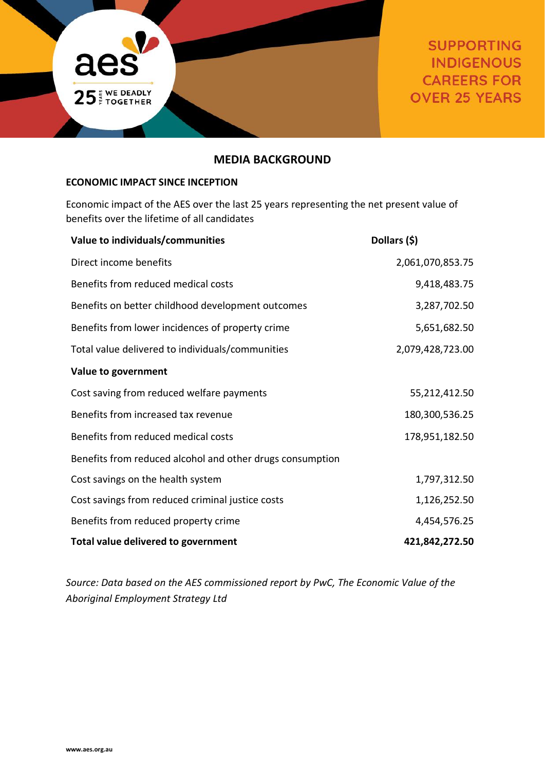aes

25 YEARS WE DEADLY TOGETHER

SUPPORTING INDIGENOUS CAREERS FOR OVER 25 YEARS

## MEDIA BACKGROUND

### ECONOMIC IMPACT SINCE INCEPTION

Economic impact of the AES over the last 25 years representing the net present value of benefits over the lifetime of all candidates

| **Value to individuals/communities** | **Dollars ($)** |
|---|---|
| Direct income benefits | 2,061,070,853.75 |
| Benefits from reduced medical costs | 9,418,483.75 |
| Benefits on better childhood development outcomes | 3,287,702.50 |
| Benefits from lower incidences of property crime | 5,651,682.50 |
| Total value delivered to individuals/communities | 2,079,428,723.00 |
| **Value to government** | |
| Cost saving from reduced welfare payments | 55,212,412.50 |
| Benefits from increased tax revenue | 180,300,536.25 |
| Benefits from reduced medical costs | 178,951,182.50 |
| Benefits from reduced alcohol and other drugs consumption | |
| Cost savings on the health system | 1,797,312.50 |
| Cost savings from reduced criminal justice costs | 1,126,252.50 |
| Benefits from reduced property crime | 4,454,576.25 |
| **Total value delivered to government** | **421,842,272.50** |

*Source: Data based on the AES commissioned report by PwC, The Economic Value of the Aboriginal Employment Strategy Ltd*

www.aes.org.au